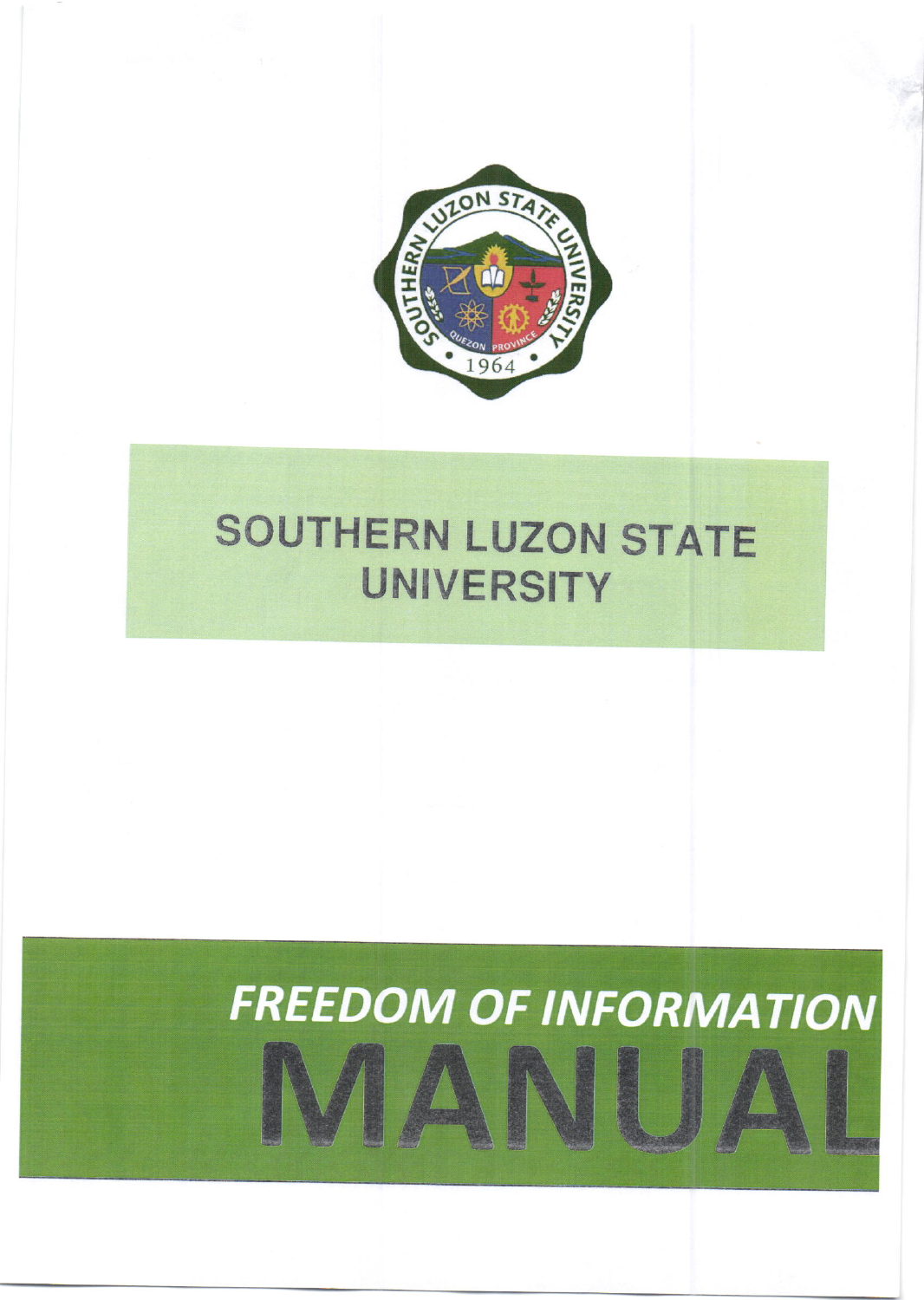# SOUTHERN LUZON STATE UNIVERSITY

# FREEDOM OF INFORMATION MANUAL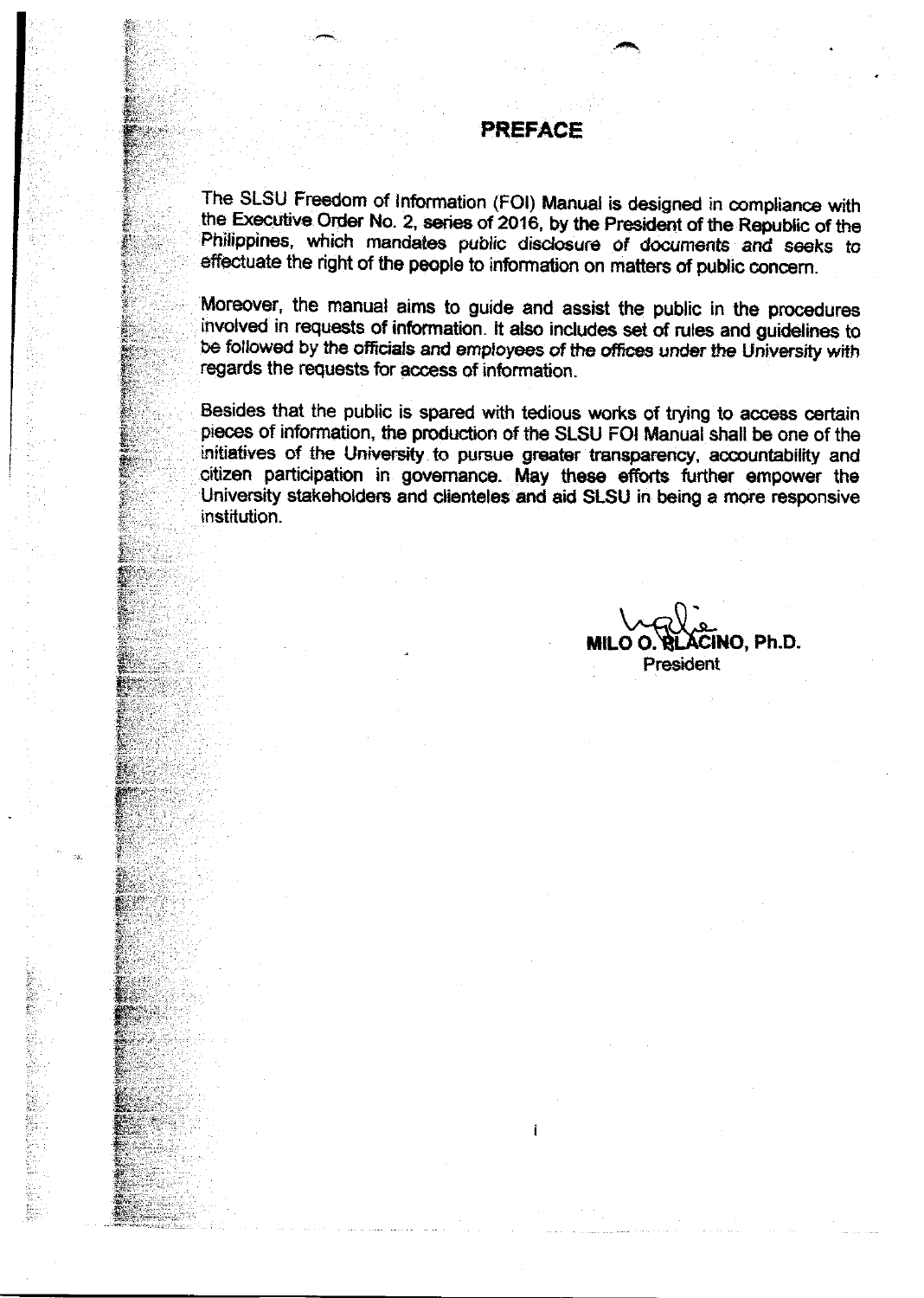# PREFACE

The SLSU Freedom of Information (FOI) Manual is designed in compliance with the Executive Order No. 2, series of 2016, by the President of the Republic of the Philippines, which mandates public disclosure of documents and seeks to effectuate the right of the people to information on matters of public concern.

Moreover, the manual aims to guide and assist the public in the procedures involved in requests of information. It also includes set of rules and guidelines to be followed by the officials and employees of the offices under the University with regards the requests for access of information.

Besides that the public is spared with tedious works of trying to access certain pieces of information, the production of the SLSU FOI Manual shall be one of the initiatives of the University to pursue greater transparency, accountability and citizen participation in governance. May these efforts further empower the University stakeholders and clienteles and aid SLSU in being a more responsive institution.

**MILO O. PLACINO, Ph.D.**
President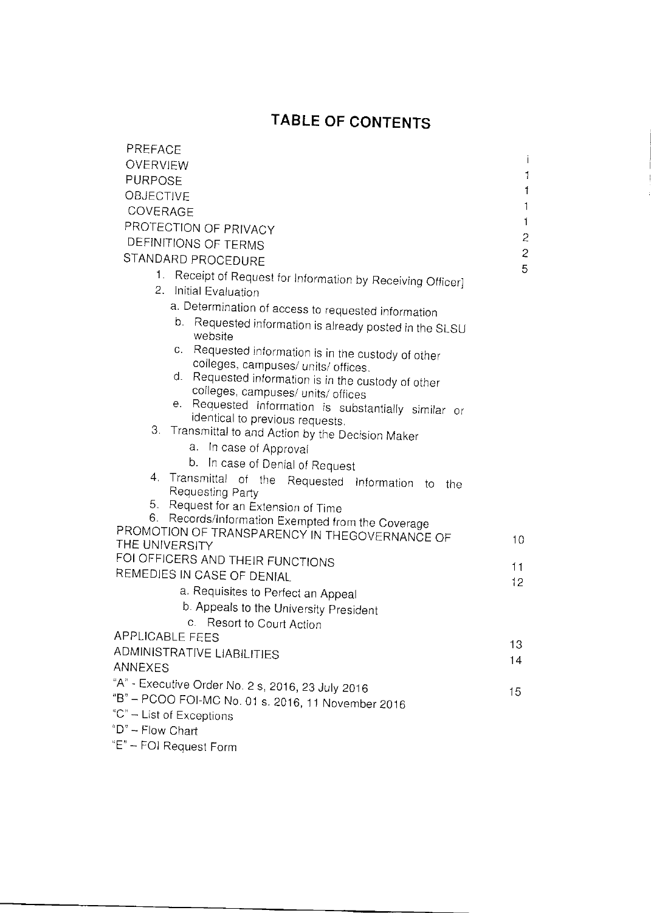# TABLE OF CONTENTS

| | |
|---|---|
| PREFACE | i |
| OVERVIEW | 1 |
| PURPOSE | 1 |
| OBJECTIVE | 1 |
| COVERAGE | 1 |
| PROTECTION OF PRIVACY | 2 |
| DEFINITIONS OF TERMS | 2 |
| STANDARD PROCEDURE | 5 |
| 1. Receipt of Request for Information by Receiving Officer] | |
| 2. Initial Evaluation | |
| a. Determination of access to requested information | |
| b. Requested information is already posted in the SLSU website | |
| c. Requested information is in the custody of other colleges, campuses/ units/ offices. | |
| d. Requested information is in the custody of other colleges, campuses/ units/ offices | |
| e. Requested information is substantially similar or identical to previous requests. | |
| 3. Transmittal to and Action by the Decision Maker | |
| a. In case of Approval | |
| b. In case of Denial of Request | |
| 4. Transmittal of the Requested Information to the Requesting Party | |
| 5. Request for an Extension of Time | |
| 6. Records/Information Exempted from the Coverage | |
| PROMOTION OF TRANSPARENCY IN THEGOVERNANCE OF THE UNIVERSITY | 10 |
| FOI OFFICERS AND THEIR FUNCTIONS | 11 |
| REMEDIES IN CASE OF DENIAL | 12 |
| a. Requisites to Perfect an Appeal | |
| b. Appeals to the University President | |
| c. Resort to Court Action | |
| APPLICABLE FEES | 13 |
| ADMINISTRATIVE LIABILITIES | 14 |
| ANNEXES | 15 |
| "A" - Executive Order No. 2 s, 2016, 23 July 2016 | |
| "B" – PCOO FOI-MC No. 01 s. 2016, 11 November 2016 | |
| "C" – List of Exceptions | |
| "D" – Flow Chart | |
| "E" – FOI Request Form | |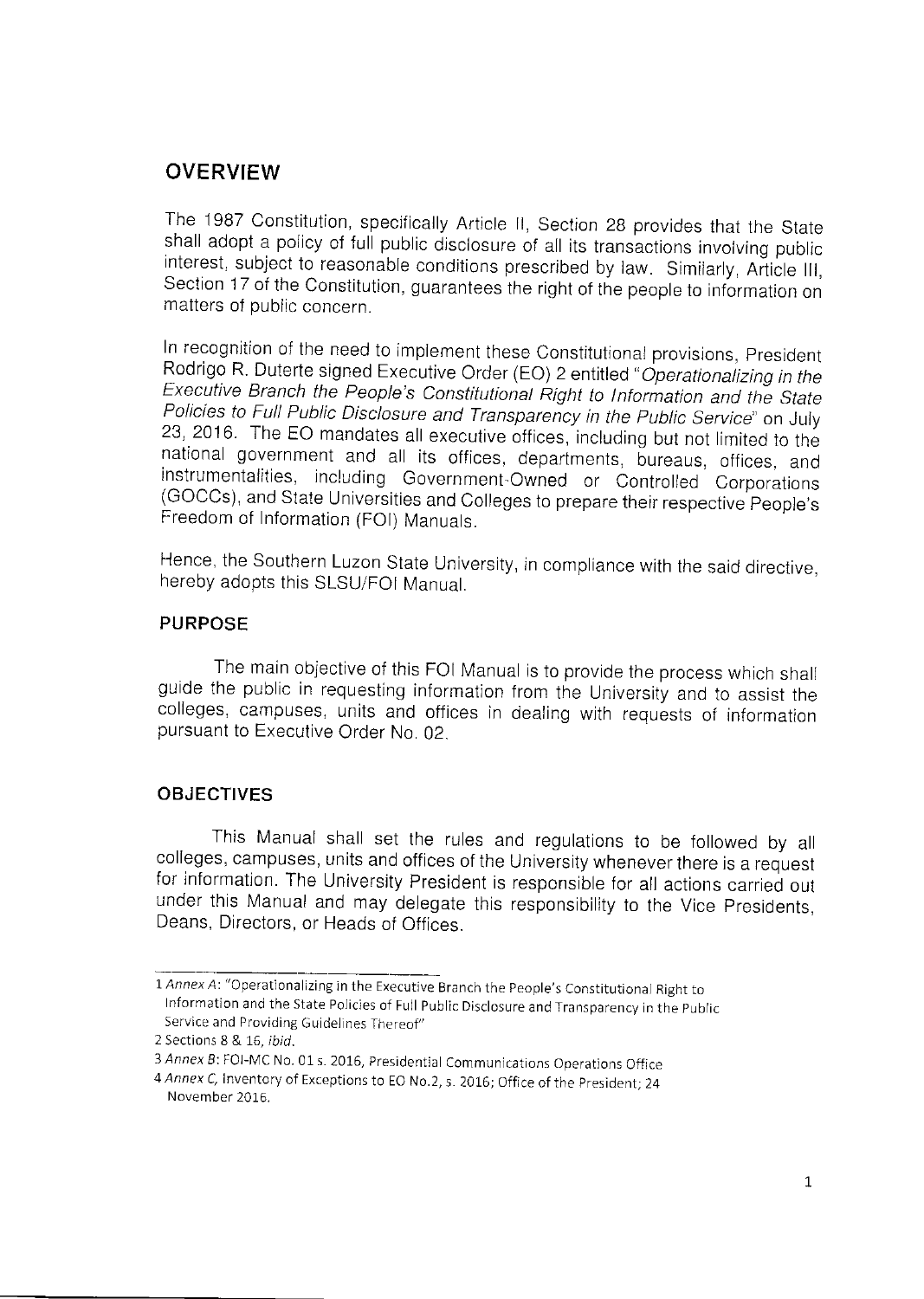## OVERVIEW

The 1987 Constitution, specifically Article II, Section 28 provides that the State shall adopt a policy of full public disclosure of all its transactions involving public interest, subject to reasonable conditions prescribed by law. Similarly, Article III, Section 17 of the Constitution, guarantees the right of the people to information on matters of public concern.

In recognition of the need to implement these Constitutional provisions, President Rodrigo R. Duterte signed Executive Order (EO) 2 entitled "*Operationalizing in the Executive Branch the People's Constitutional Right to Information and the State Policies to Full Public Disclosure and Transparency in the Public Service*" on July 23, 2016. The EO mandates all executive offices, including but not limited to the national government and all its offices, departments, bureaus, offices, and instrumentalities, including Government-Owned or Controlled Corporations (GOCCs), and State Universities and Colleges to prepare their respective People's Freedom of Information (FOI) Manuals.

Hence, the Southern Luzon State University, in compliance with the said directive, hereby adopts this SLSU/FOI Manual.

### PURPOSE

The main objective of this FOI Manual is to provide the process which shall guide the public in requesting information from the University and to assist the colleges, campuses, units and offices in dealing with requests of information pursuant to Executive Order No. 02.

### OBJECTIVES

This Manual shall set the rules and regulations to be followed by all colleges, campuses, units and offices of the University whenever there is a request for information. The University President is responsible for all actions carried out under this Manual and may delegate this responsibility to the Vice Presidents, Deans, Directors, or Heads of Offices.

---

1 *Annex A*: "Operationalizing in the Executive Branch the People's Constitutional Right to Information and the State Policies of Full Public Disclosure and Transparency in the Public Service and Providing Guidelines Thereof"

2 Sections 8 & 16, *ibid.*

3 *Annex B*: FOI-MC No. 01 s. 2016, Presidential Communications Operations Office

4 *Annex C*, Inventory of Exceptions to EO No.2, s. 2016; Office of the President; 24 November 2016.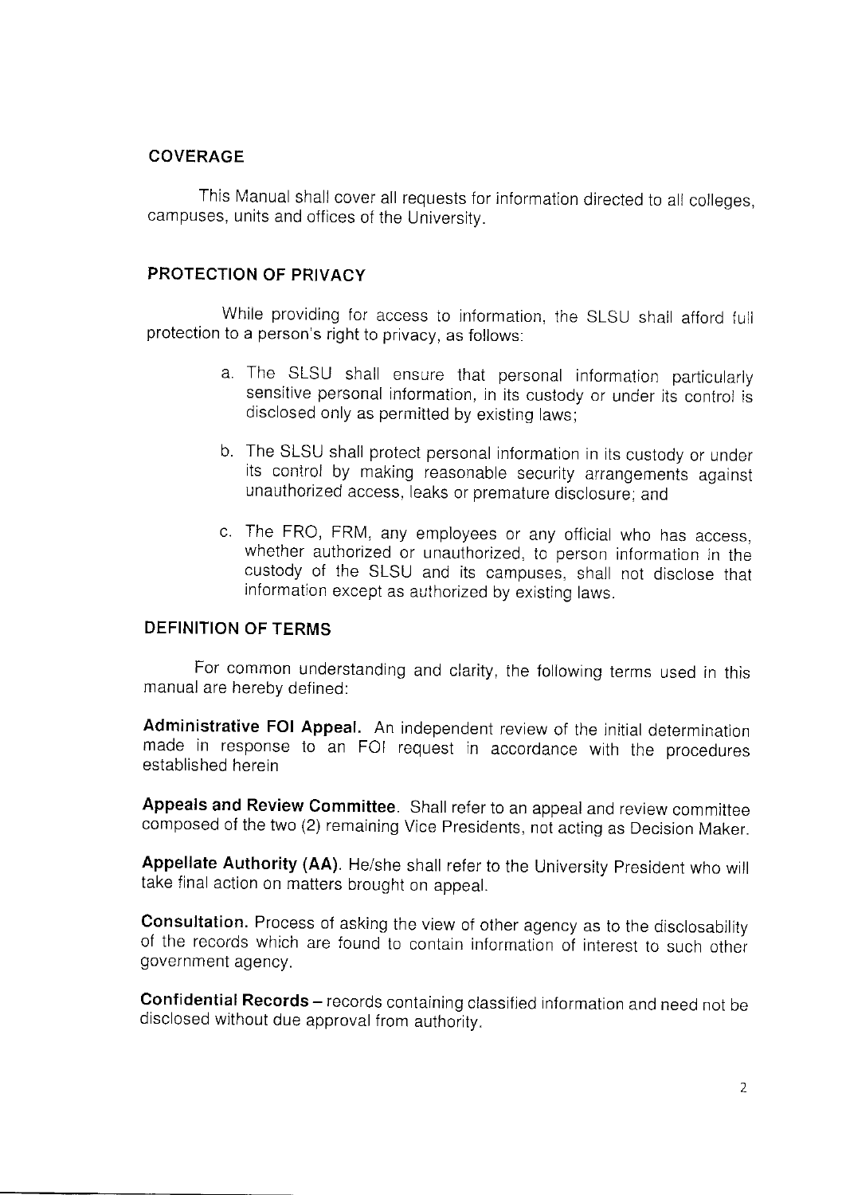## COVERAGE

This Manual shall cover all requests for information directed to all colleges, campuses, units and offices of the University.

## PROTECTION OF PRIVACY

While providing for access to information, the SLSU shall afford full protection to a person's right to privacy, as follows:

a. The SLSU shall ensure that personal information particularly sensitive personal information, in its custody or under its control is disclosed only as permitted by existing laws;

b. The SLSU shall protect personal information in its custody or under its control by making reasonable security arrangements against unauthorized access, leaks or premature disclosure; and

c. The FRO, FRM, any employees or any official who has access, whether authorized or unauthorized, to person information in the custody of the SLSU and its campuses, shall not disclose that information except as authorized by existing laws.

## DEFINITION OF TERMS

For common understanding and clarity, the following terms used in this manual are hereby defined:

**Administrative FOI Appeal.** An independent review of the initial determination made in response to an FOI request in accordance with the procedures established herein

**Appeals and Review Committee**. Shall refer to an appeal and review committee composed of the two (2) remaining Vice Presidents, not acting as Decision Maker.

**Appellate Authority (AA).** He/she shall refer to the University President who will take final action on matters brought on appeal.

**Consultation.** Process of asking the view of other agency as to the disclosability of the records which are found to contain information of interest to such other government agency.

**Confidential Records** – records containing classified information and need not be disclosed without due approval from authority.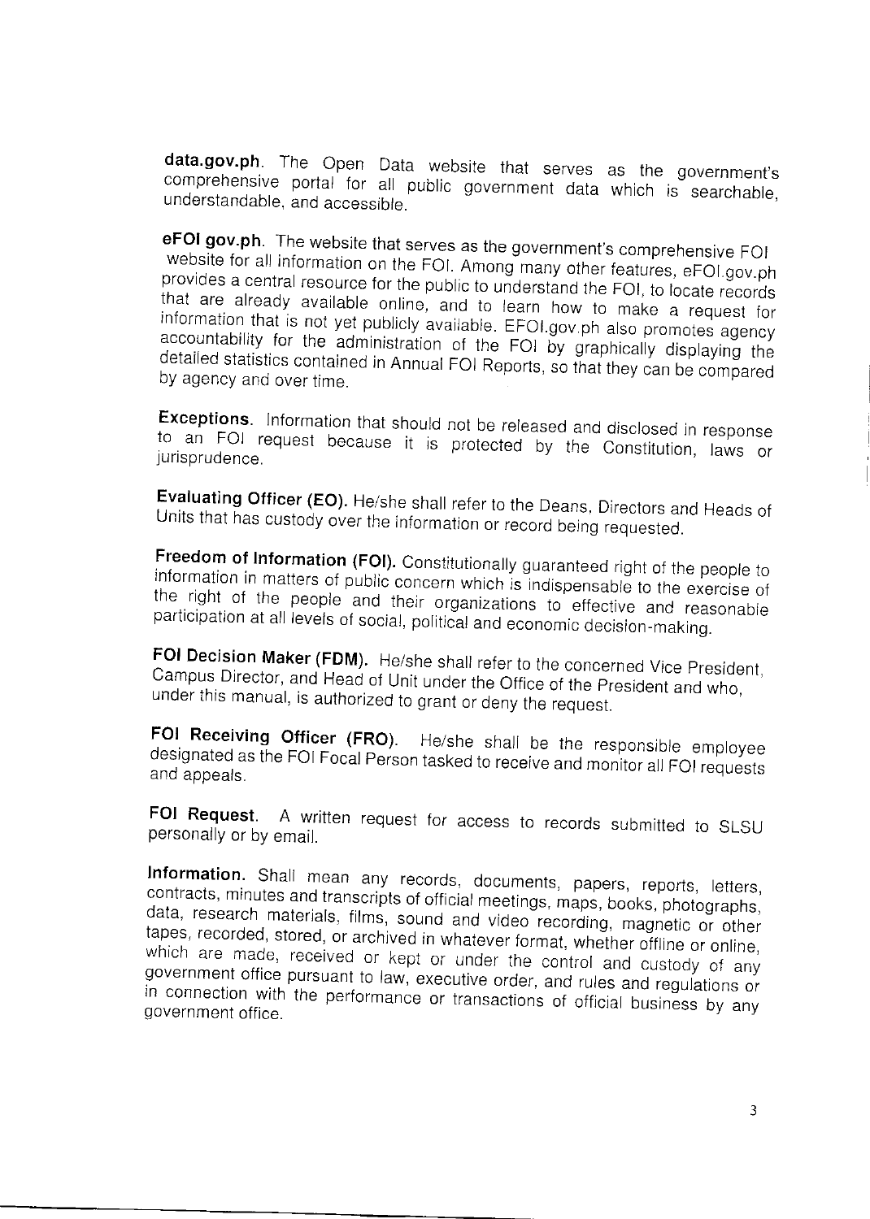**data.gov.ph**. The Open Data website that serves as the government's comprehensive portal for all public government data which is searchable, understandable, and accessible.

**eFOI gov.ph**. The website that serves as the government's comprehensive FOI website for all information on the FOI. Among many other features, eFOI.gov.ph provides a central resource for the public to understand the FOI, to locate records that are already available online, and to learn how to make a request for information that is not yet publicly available. EFOI.gov.ph also promotes agency accountability for the administration of the FOI by graphically displaying the detailed statistics contained in Annual FOI Reports, so that they can be compared by agency and over time.

**Exceptions**. Information that should not be released and disclosed in response to an FOI request because it is protected by the Constitution, laws or jurisprudence.

**Evaluating Officer (EO).** He/she shall refer to the Deans, Directors and Heads of Units that has custody over the information or record being requested.

**Freedom of Information (FOI).** Constitutionally guaranteed right of the people to information in matters of public concern which is indispensable to the exercise of the right of the people and their organizations to effective and reasonable participation at all levels of social, political and economic decision-making.

**FOI Decision Maker (FDM).** He/she shall refer to the concerned Vice President, Campus Director, and Head of Unit under the Office of the President and who, under this manual, is authorized to grant or deny the request.

**FOI Receiving Officer (FRO).** He/she shall be the responsible employee designated as the FOI Focal Person tasked to receive and monitor all FOI requests and appeals.

**FOI Request**. A written request for access to records submitted to SLSU personally or by email.

**Information.** Shall mean any records, documents, papers, reports, letters, contracts, minutes and transcripts of official meetings, maps, books, photographs, data, research materials, films, sound and video recording, magnetic or other tapes, recorded, stored, or archived in whatever format, whether offline or online, which are made, received or kept or under the control and custody of any government office pursuant to law, executive order, and rules and regulations or in connection with the performance or transactions of official business by any government office.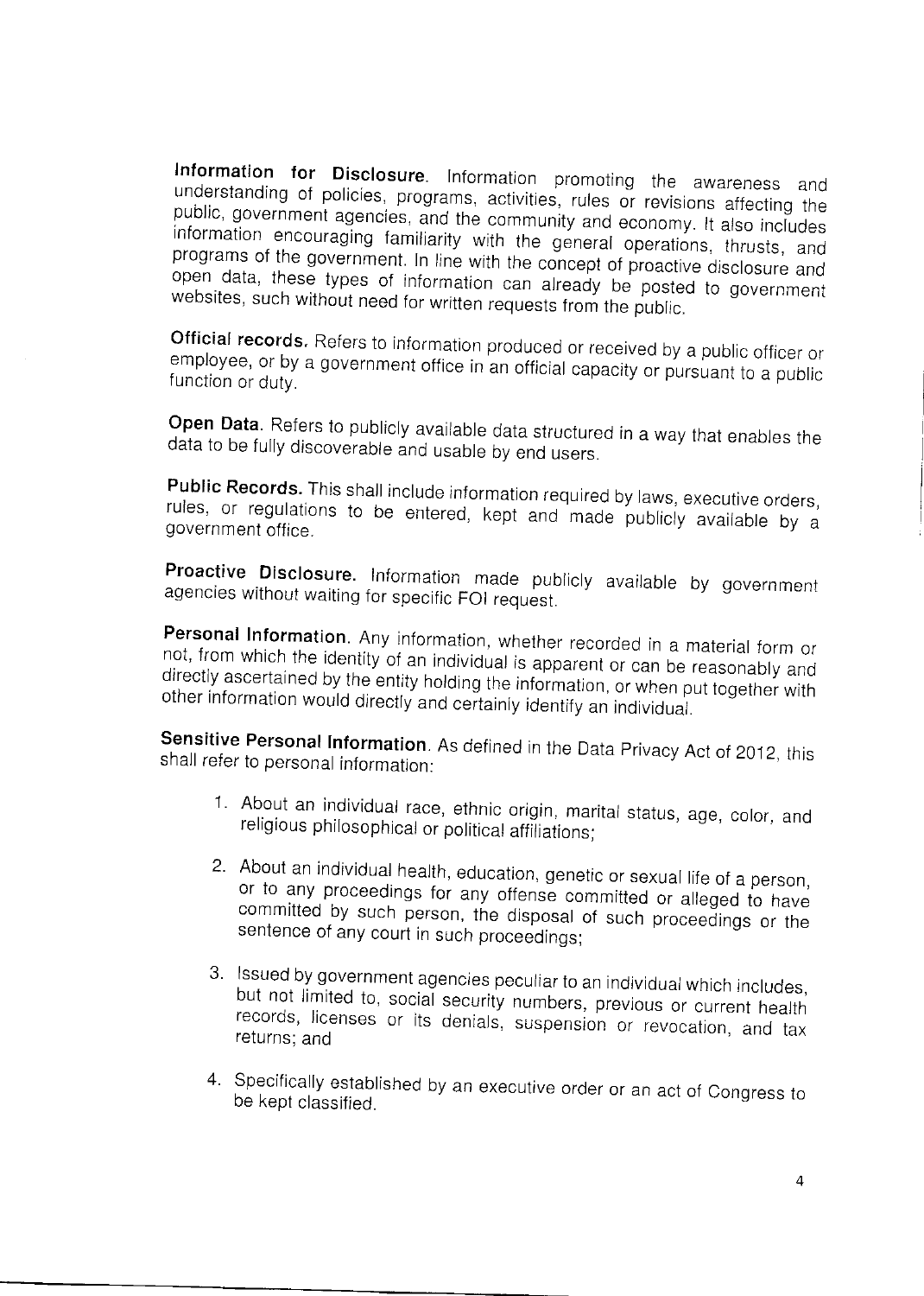**Information for Disclosure**. Information promoting the awareness and understanding of policies, programs, activities, rules or revisions affecting the public, government agencies, and the community and economy. It also includes information encouraging familiarity with the general operations, thrusts, and programs of the government. In line with the concept of proactive disclosure and open data, these types of information can already be posted to government websites, such without need for written requests from the public.

**Official records.** Refers to information produced or received by a public officer or employee, or by a government office in an official capacity or pursuant to a public function or duty.

**Open Data**. Refers to publicly available data structured in a way that enables the data to be fully discoverable and usable by end users.

**Public Records.** This shall include information required by laws, executive orders, rules, or regulations to be entered, kept and made publicly available by a government office.

**Proactive Disclosure.** Information made publicly available by government agencies without waiting for specific FOI request.

**Personal Information.** Any information, whether recorded in a material form or not, from which the identity of an individual is apparent or can be reasonably and directly ascertained by the entity holding the information, or when put together with other information would directly and certainly identify an individual.

**Sensitive Personal Information**. As defined in the Data Privacy Act of 2012, this shall refer to personal information:

1. About an individual race, ethnic origin, marital status, age, color, and religious philosophical or political affiliations;
2. About an individual health, education, genetic or sexual life of a person, or to any proceedings for any offense committed or alleged to have committed by such person, the disposal of such proceedings or the sentence of any court in such proceedings;
3. Issued by government agencies peculiar to an individual which includes, but not limited to, social security numbers, previous or current health records, licenses or its denials, suspension or revocation, and tax returns; and
4. Specifically established by an executive order or an act of Congress to be kept classified.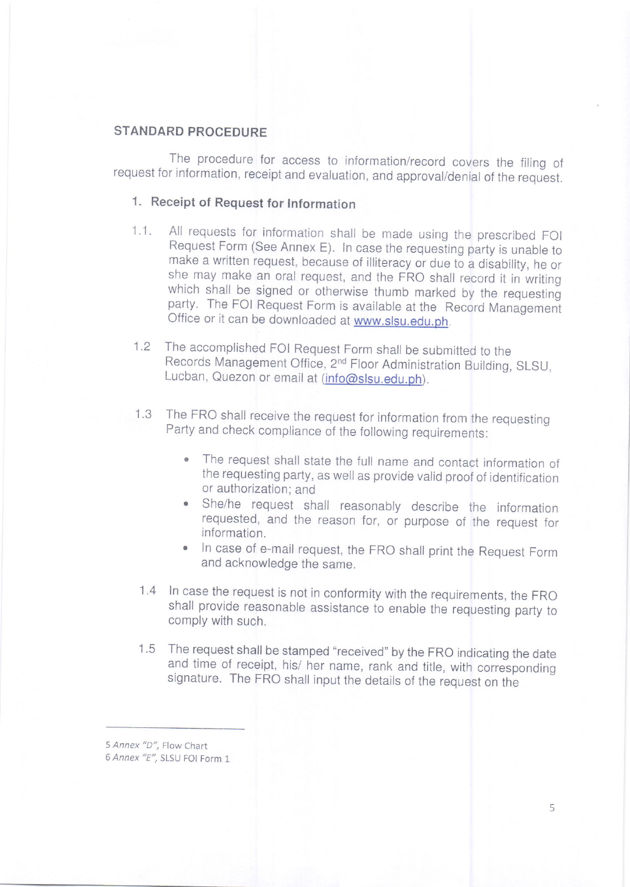## STANDARD PROCEDURE

The procedure for access to information/record covers the filing of request for information, receipt and evaluation, and approval/denial of the request.

### 1. Receipt of Request for Information

1.1. All requests for information shall be made using the prescribed FOI Request Form (See Annex E). In case the requesting party is unable to make a written request, because of illiteracy or due to a disability, he or she may make an oral request, and the FRO shall record it in writing which shall be signed or otherwise thumb marked by the requesting party. The FOI Request Form is available at the Record Management Office or it can be downloaded at www.slsu.edu.ph.

1.2 The accomplished FOI Request Form shall be submitted to the Records Management Office, 2nd Floor Administration Building, SLSU, Lucban, Quezon or email at (info@slsu.edu.ph).

1.3 The FRO shall receive the request for information from the requesting Party and check compliance of the following requirements:

- The request shall state the full name and contact information of the requesting party, as well as provide valid proof of identification or authorization; and
- She/he request shall reasonably describe the information requested, and the reason for, or purpose of the request for information.
- In case of e-mail request, the FRO shall print the Request Form and acknowledge the same.

1.4 In case the request is not in conformity with the requirements, the FRO shall provide reasonable assistance to enable the requesting party to comply with such.

1.5 The request shall be stamped "received" by the FRO indicating the date and time of receipt, his/ her name, rank and title, with corresponding signature. The FRO shall input the details of the request on the

---

5 *Annex "D"*, Flow Chart
6 *Annex "E"*, SLSU FOI Form 1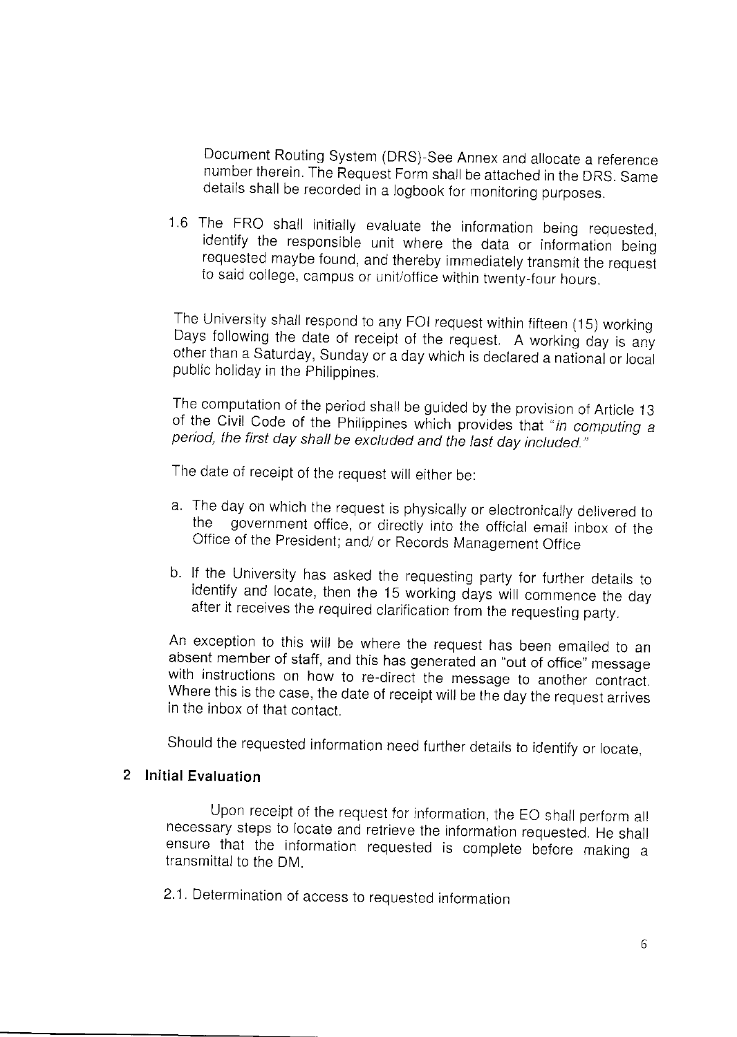Document Routing System (DRS)-See Annex and allocate a reference number therein. The Request Form shall be attached in the DRS. Same details shall be recorded in a logbook for monitoring purposes.

1.6 The FRO shall initially evaluate the information being requested, identify the responsible unit where the data or information being requested maybe found, and thereby immediately transmit the request to said college, campus or unit/office within twenty-four hours.

The University shall respond to any FOI request within fifteen (15) working Days following the date of receipt of the request. A working day is any other than a Saturday, Sunday or a day which is declared a national or local public holiday in the Philippines.

The computation of the period shall be guided by the provision of Article 13 of the Civil Code of the Philippines which provides that "*in computing a period, the first day shall be excluded and the last day included.*"

The date of receipt of the request will either be:

a. The day on which the request is physically or electronically delivered to the government office, or directly into the official email inbox of the Office of the President; and/ or Records Management Office

b. If the University has asked the requesting party for further details to identify and locate, then the 15 working days will commence the day after it receives the required clarification from the requesting party.

An exception to this will be where the request has been emailed to an absent member of staff, and this has generated an "out of office" message with instructions on how to re-direct the message to another contract. Where this is the case, the date of receipt will be the day the request arrives in the inbox of that contact.

Should the requested information need further details to identify or locate,

## 2 Initial Evaluation

Upon receipt of the request for information, the EO shall perform all necessary steps to locate and retrieve the information requested. He shall ensure that the information requested is complete before making a transmittal to the DM.

2.1. Determination of access to requested information